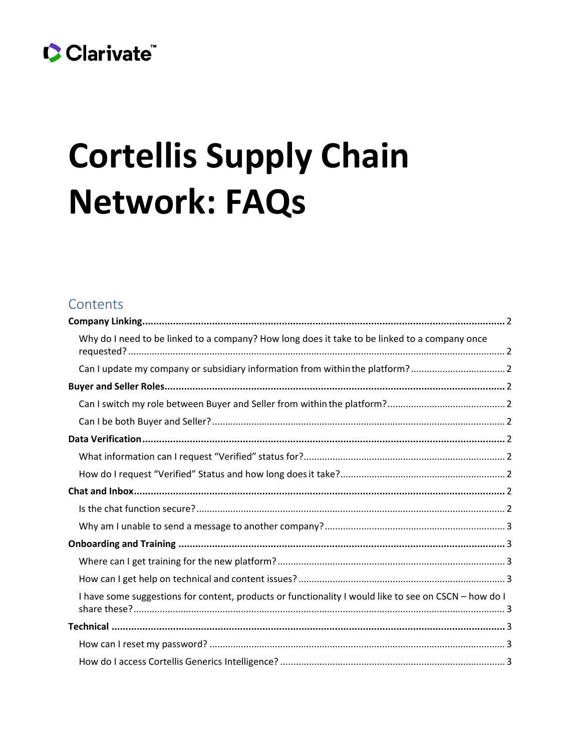Clarivate™

# Cortellis Supply Chain Network: FAQs

## Contents

**Company Linking** ..... 2

- Why do I need to be linked to a company? How long does it take to be linked to a company once requested? ..... 2
- Can I update my company or subsidiary information from within the platform? ..... 2

**Buyer and Seller Roles** ..... 2

- Can I switch my role between Buyer and Seller from within the platform? ..... 2
- Can I be both Buyer and Seller? ..... 2

**Data Verification** ..... 2

- What information can I request "Verified" status for? ..... 2
- How do I request "Verified" Status and how long does it take? ..... 2

**Chat and Inbox** ..... 2

- Is the chat function secure? ..... 2
- Why am I unable to send a message to another company? ..... 3

**Onboarding and Training** ..... 3

- Where can I get training for the new platform? ..... 3
- How can I get help on technical and content issues? ..... 3
- I have some suggestions for content, products or functionality I would like to see on CSCN – how do I share these? ..... 3

**Technical** ..... 3

- How can I reset my password? ..... 3
- How do I access Cortellis Generics Intelligence? ..... 3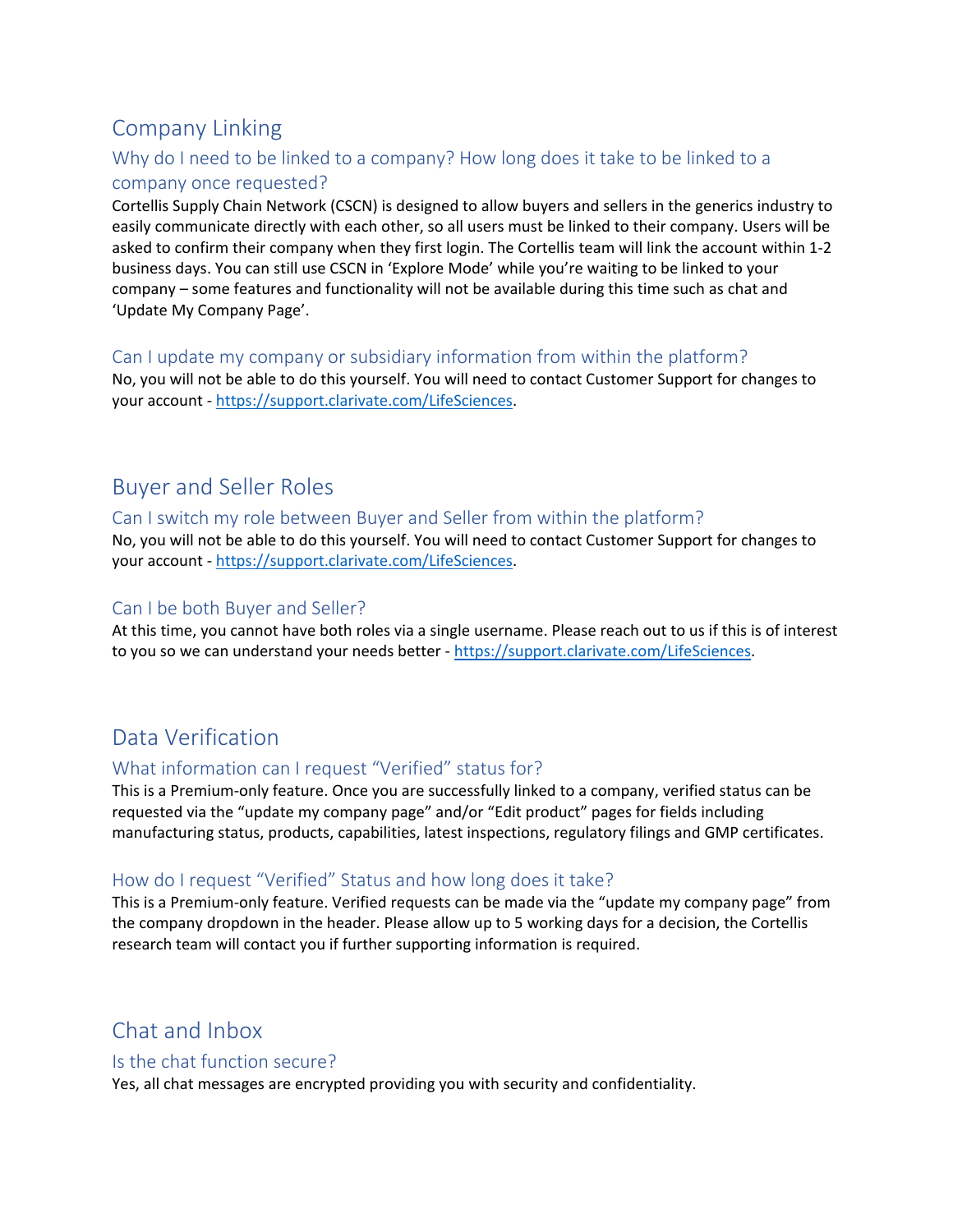# Company Linking

## Why do I need to be linked to a company? How long does it take to be linked to a company once requested?

Cortellis Supply Chain Network (CSCN) is designed to allow buyers and sellers in the generics industry to easily communicate directly with each other, so all users must be linked to their company. Users will be asked to confirm their company when they first login. The Cortellis team will link the account within 1-2 business days. You can still use CSCN in 'Explore Mode' while you're waiting to be linked to your company – some features and functionality will not be available during this time such as chat and 'Update My Company Page'.

## Can I update my company or subsidiary information from within the platform?

No, you will not be able to do this yourself. You will need to contact Customer Support for changes to your account - [https://support.clarivate.com/LifeSciences](https://support.clarivate.com/LifeSciences).

# Buyer and Seller Roles

## Can I switch my role between Buyer and Seller from within the platform?

No, you will not be able to do this yourself. You will need to contact Customer Support for changes to your account - [https://support.clarivate.com/LifeSciences](https://support.clarivate.com/LifeSciences).

## Can I be both Buyer and Seller?

At this time, you cannot have both roles via a single username. Please reach out to us if this is of interest to you so we can understand your needs better - [https://support.clarivate.com/LifeSciences](https://support.clarivate.com/LifeSciences).

# Data Verification

## What information can I request "Verified" status for?

This is a Premium-only feature. Once you are successfully linked to a company, verified status can be requested via the "update my company page" and/or "Edit product" pages for fields including manufacturing status, products, capabilities, latest inspections, regulatory filings and GMP certificates.

## How do I request "Verified" Status and how long does it take?

This is a Premium-only feature. Verified requests can be made via the "update my company page" from the company dropdown in the header. Please allow up to 5 working days for a decision, the Cortellis research team will contact you if further supporting information is required.

# Chat and Inbox

## Is the chat function secure?

Yes, all chat messages are encrypted providing you with security and confidentiality.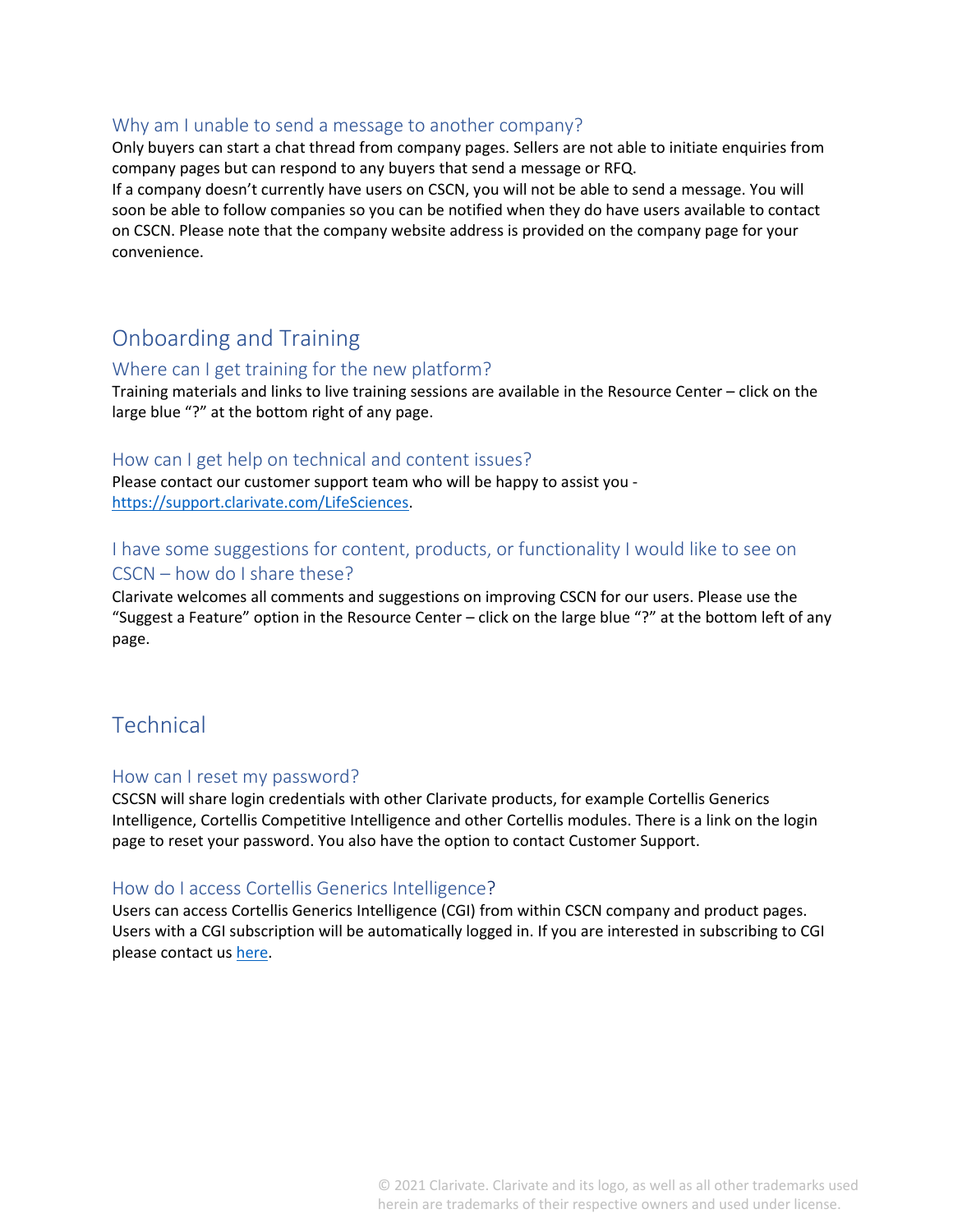### Why am I unable to send a message to another company?

Only buyers can start a chat thread from company pages. Sellers are not able to initiate enquiries from company pages but can respond to any buyers that send a message or RFQ.
If a company doesn't currently have users on CSCN, you will not be able to send a message. You will soon be able to follow companies so you can be notified when they do have users available to contact on CSCN. Please note that the company website address is provided on the company page for your convenience.

## Onboarding and Training

### Where can I get training for the new platform?

Training materials and links to live training sessions are available in the Resource Center – click on the large blue "?" at the bottom right of any page.

### How can I get help on technical and content issues?

Please contact our customer support team who will be happy to assist you - [https://support.clarivate.com/LifeSciences](https://support.clarivate.com/LifeSciences).

### I have some suggestions for content, products, or functionality I would like to see on CSCN – how do I share these?

Clarivate welcomes all comments and suggestions on improving CSCN for our users. Please use the "Suggest a Feature" option in the Resource Center – click on the large blue "?" at the bottom left of any page.

## Technical

### How can I reset my password?

CSCSN will share login credentials with other Clarivate products, for example Cortellis Generics Intelligence, Cortellis Competitive Intelligence and other Cortellis modules. There is a link on the login page to reset your password. You also have the option to contact Customer Support.

### How do I access Cortellis Generics Intelligence?

Users can access Cortellis Generics Intelligence (CGI) from within CSCN company and product pages. Users with a CGI subscription will be automatically logged in. If you are interested in subscribing to CGI please contact us here.

© 2021 Clarivate. Clarivate and its logo, as well as all other trademarks used herein are trademarks of their respective owners and used under license.